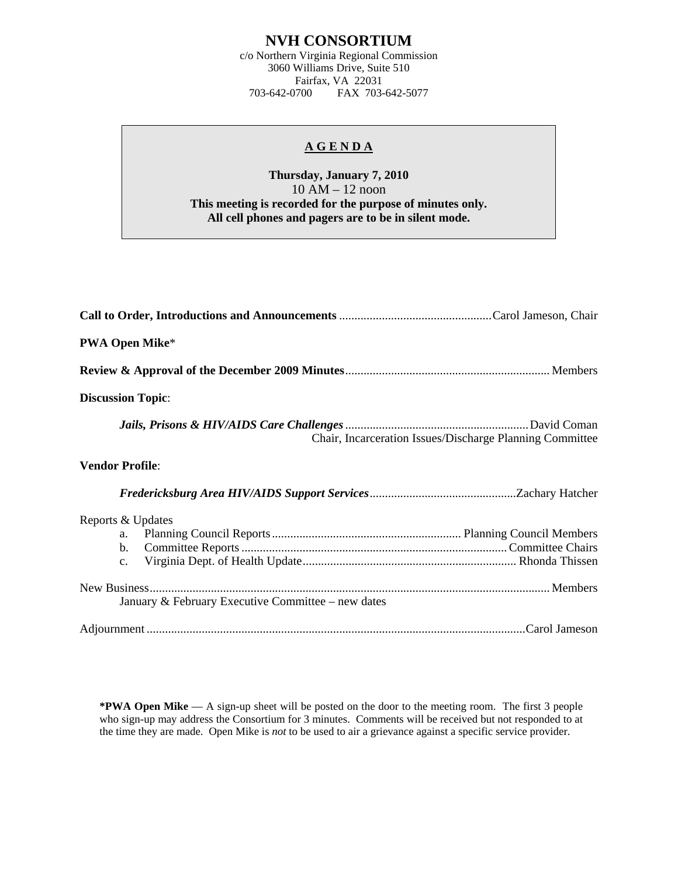# NVH CONSORTIUM

c/o Northern Virginia Regional Commission
3060 Williams Drive, Suite 510
Fairfax, VA 22031
703-642-0700 FAX 703-642-5077

## A G E N D A

**Thursday, January 7, 2010**
10 AM – 12 noon
**This meeting is recorded for the purpose of minutes only.**
**All cell phones and pagers are to be in silent mode.**

**Call to Order, Introductions and Announcements** .......... Carol Jameson, Chair

**PWA Open Mike***

**Review & Approval of the December 2009 Minutes** .......... Members

**Discussion Topic**:

***Jails, Prisons & HIV/AIDS Care Challenges*** .......... David Coman
Chair, Incarceration Issues/Discharge Planning Committee

**Vendor Profile**:

***Fredericksburg Area HIV/AIDS Support Services*** .......... Zachary Hatcher

Reports & Updates

a. Planning Council Reports .......... Planning Council Members
b. Committee Reports .......... Committee Chairs
c. Virginia Dept. of Health Update .......... Rhonda Thissen

New Business .......... Members
January & February Executive Committee – new dates

Adjournment .......... Carol Jameson

**\*PWA Open Mike** — A sign-up sheet will be posted on the door to the meeting room. The first 3 people who sign-up may address the Consortium for 3 minutes. Comments will be received but not responded to at the time they are made. Open Mike is *not* to be used to air a grievance against a specific service provider.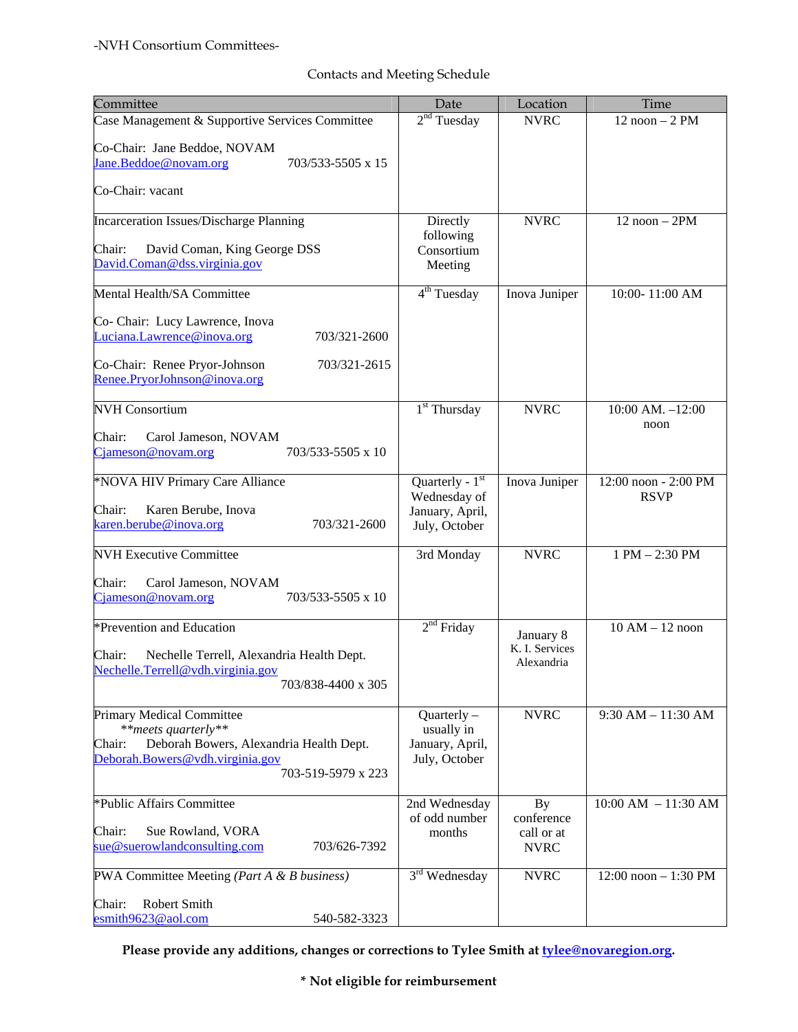-NVH Consortium Committees-

Contacts and Meeting Schedule

| Committee | Date | Location | Time |
|---|---|---|---|
| Case Management & Supportive Services Committee<br><br>Co-Chair: Jane Beddoe, NOVAM<br>Jane.Beddoe@novam.org 703/533-5505 x 15<br><br>Co-Chair: vacant | 2nd Tuesday | NVRC | 12 noon – 2 PM |
| Incarceration Issues/Discharge Planning<br><br>Chair: David Coman, King George DSS<br>David.Coman@dss.virginia.gov | Directly following Consortium Meeting | NVRC | 12 noon – 2PM |
| Mental Health/SA Committee<br><br>Co- Chair: Lucy Lawrence, Inova<br>Luciana.Lawrence@inova.org 703/321-2600<br><br>Co-Chair: Renee Pryor-Johnson 703/321-2615<br>Renee.PryorJohnson@inova.org | 4th Tuesday | Inova Juniper | 10:00- 11:00 AM |
| NVH Consortium<br><br>Chair: Carol Jameson, NOVAM<br>Cjameson@novam.org 703/533-5505 x 10 | 1st Thursday | NVRC | 10:00 AM. –12:00 noon |
| *NOVA HIV Primary Care Alliance<br><br>Chair: Karen Berube, Inova<br>karen.berube@inova.org 703/321-2600 | Quarterly - 1st Wednesday of January, April, July, October | Inova Juniper | 12:00 noon - 2:00 PM RSVP |
| NVH Executive Committee<br><br>Chair: Carol Jameson, NOVAM<br>Cjameson@novam.org 703/533-5505 x 10 | 3rd Monday | NVRC | 1 PM – 2:30 PM |
| *Prevention and Education<br><br>Chair: Nechelle Terrell, Alexandria Health Dept.<br>Nechelle.Terrell@vdh.virginia.gov 703/838-4400 x 305 | 2nd Friday | January 8<br>K. I. Services<br>Alexandria | 10 AM – 12 noon |
| Primary Medical Committee<br>*\*meets quarterly\*\**<br>Chair: Deborah Bowers, Alexandria Health Dept.<br>Deborah.Bowers@vdh.virginia.gov 703-519-5979 x 223 | Quarterly – usually in January, April, July, October | NVRC | 9:30 AM – 11:30 AM |
| *Public Affairs Committee<br><br>Chair: Sue Rowland, VORA<br>sue@suerowlandconsulting.com 703/626-7392 | 2nd Wednesday of odd number months | By conference call or at NVRC | 10:00 AM – 11:30 AM |
| PWA Committee Meeting *(Part A & B business)*<br><br>Chair: Robert Smith<br>esmith9623@aol.com 540-582-3323 | 3rd Wednesday | NVRC | 12:00 noon – 1:30 PM |

**Please provide any additions, changes or corrections to Tylee Smith at tylee@novaregion.org.**

**\* Not eligible for reimbursement**